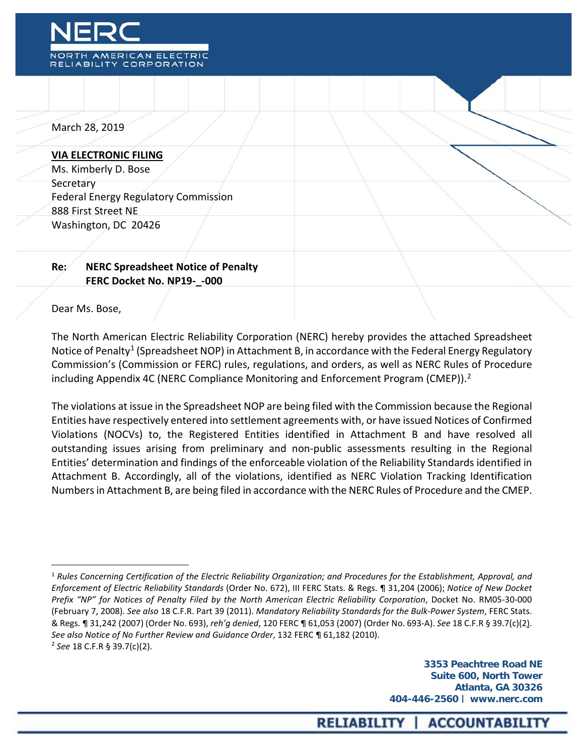March 28, 2019

**VIA ELECTRONIC FILING**
Ms. Kimberly D. Bose
Secretary
Federal Energy Regulatory Commission
888 First Street NE
Washington, DC 20426

**Re: NERC Spreadsheet Notice of Penalty**
**FERC Docket No. NP19-_-000**

Dear Ms. Bose,

The North American Electric Reliability Corporation (NERC) hereby provides the attached Spreadsheet Notice of Penalty[1] (Spreadsheet NOP) in Attachment B, in accordance with the Federal Energy Regulatory Commission's (Commission or FERC) rules, regulations, and orders, as well as NERC Rules of Procedure including Appendix 4C (NERC Compliance Monitoring and Enforcement Program (CMEP)).[2]

The violations at issue in the Spreadsheet NOP are being filed with the Commission because the Regional Entities have respectively entered into settlement agreements with, or have issued Notices of Confirmed Violations (NOCVs) to, the Registered Entities identified in Attachment B and have resolved all outstanding issues arising from preliminary and non-public assessments resulting in the Regional Entities' determination and findings of the enforceable violation of the Reliability Standards identified in Attachment B. Accordingly, all of the violations, identified as NERC Violation Tracking Identification Numbers in Attachment B, are being filed in accordance with the NERC Rules of Procedure and the CMEP.

---

[1] *Rules Concerning Certification of the Electric Reliability Organization; and Procedures for the Establishment, Approval, and Enforcement of Electric Reliability Standards* (Order No. 672), III FERC Stats. & Regs. ¶ 31,204 (2006); *Notice of New Docket Prefix "NP" for Notices of Penalty Filed by the North American Electric Reliability Corporation*, Docket No. RM05-30-000 (February 7, 2008). *See also* 18 C.F.R. Part 39 (2011). *Mandatory Reliability Standards for the Bulk-Power System*, FERC Stats. & Regs. ¶ 31,242 (2007) (Order No. 693), *reh'g denied*, 120 FERC ¶ 61,053 (2007) (Order No. 693-A). *See* 18 C.F.R § 39.7(c)(2). *See also Notice of No Further Review and Guidance Order*, 132 FERC ¶ 61,182 (2010).

[2] *See* 18 C.F.R § 39.7(c)(2).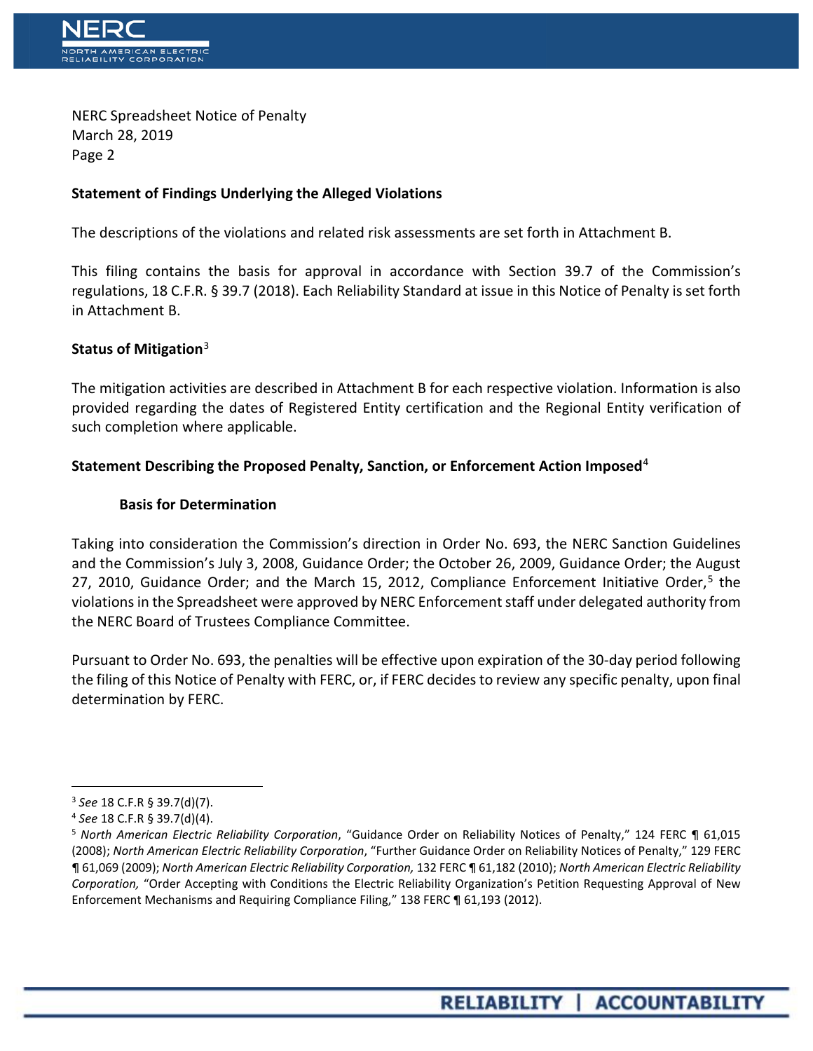NERC Spreadsheet Notice of Penalty
March 28, 2019

**Statement of Findings Underlying the Alleged Violations**

The descriptions of the violations and related risk assessments are set forth in Attachment B.

This filing contains the basis for approval in accordance with Section 39.7 of the Commission's regulations, 18 C.F.R. § 39.7 (2018). Each Reliability Standard at issue in this Notice of Penalty is set forth in Attachment B.

**Status of Mitigation**[3]

The mitigation activities are described in Attachment B for each respective violation. Information is also provided regarding the dates of Registered Entity certification and the Regional Entity verification of such completion where applicable.

**Statement Describing the Proposed Penalty, Sanction, or Enforcement Action Imposed**[4]

**Basis for Determination**

Taking into consideration the Commission's direction in Order No. 693, the NERC Sanction Guidelines and the Commission's July 3, 2008, Guidance Order; the October 26, 2009, Guidance Order; the August 27, 2010, Guidance Order; and the March 15, 2012, Compliance Enforcement Initiative Order,[5] the violations in the Spreadsheet were approved by NERC Enforcement staff under delegated authority from the NERC Board of Trustees Compliance Committee.

Pursuant to Order No. 693, the penalties will be effective upon expiration of the 30-day period following the filing of this Notice of Penalty with FERC, or, if FERC decides to review any specific penalty, upon final determination by FERC.

---

[3] *See* 18 C.F.R § 39.7(d)(7).

[4] *See* 18 C.F.R § 39.7(d)(4).

[5] *North American Electric Reliability Corporation*, "Guidance Order on Reliability Notices of Penalty," 124 FERC ¶ 61,015 (2008); *North American Electric Reliability Corporation*, "Further Guidance Order on Reliability Notices of Penalty," 129 FERC ¶ 61,069 (2009); *North American Electric Reliability Corporation,* 132 FERC ¶ 61,182 (2010); *North American Electric Reliability Corporation,* "Order Accepting with Conditions the Electric Reliability Organization's Petition Requesting Approval of New Enforcement Mechanisms and Requiring Compliance Filing," 138 FERC ¶ 61,193 (2012).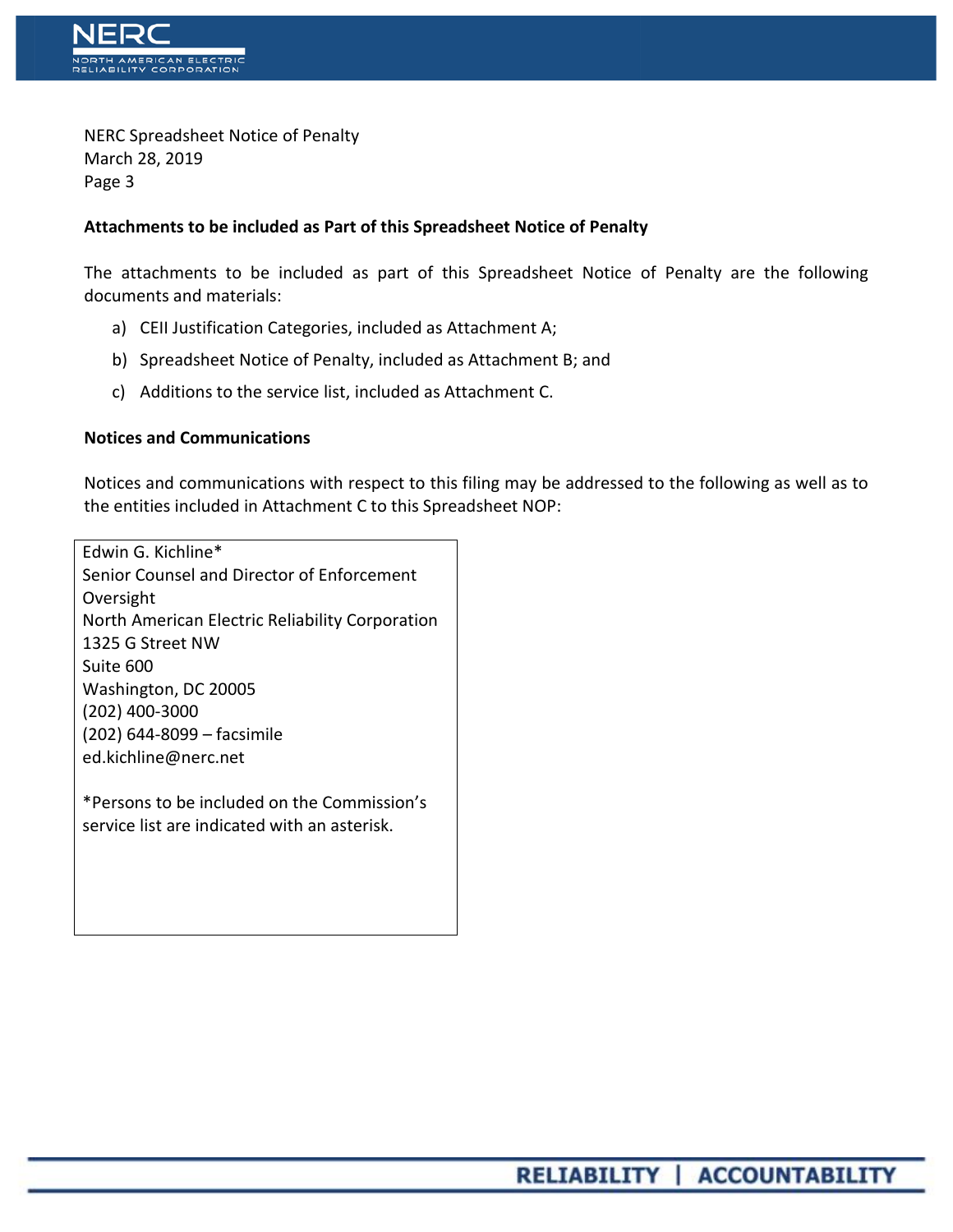NERC Spreadsheet Notice of Penalty
March 28, 2019

**Attachments to be included as Part of this Spreadsheet Notice of Penalty**

The attachments to be included as part of this Spreadsheet Notice of Penalty are the following documents and materials:

a) CEII Justification Categories, included as Attachment A;

b) Spreadsheet Notice of Penalty, included as Attachment B; and

c) Additions to the service list, included as Attachment C.

**Notices and Communications**

Notices and communications with respect to this filing may be addressed to the following as well as to the entities included in Attachment C to this Spreadsheet NOP:

Edwin G. Kichline*
Senior Counsel and Director of Enforcement Oversight
North American Electric Reliability Corporation
1325 G Street NW
Suite 600
Washington, DC 20005
(202) 400-3000
(202) 644-8099 – facsimile
ed.kichline@nerc.net

*Persons to be included on the Commission's service list are indicated with an asterisk.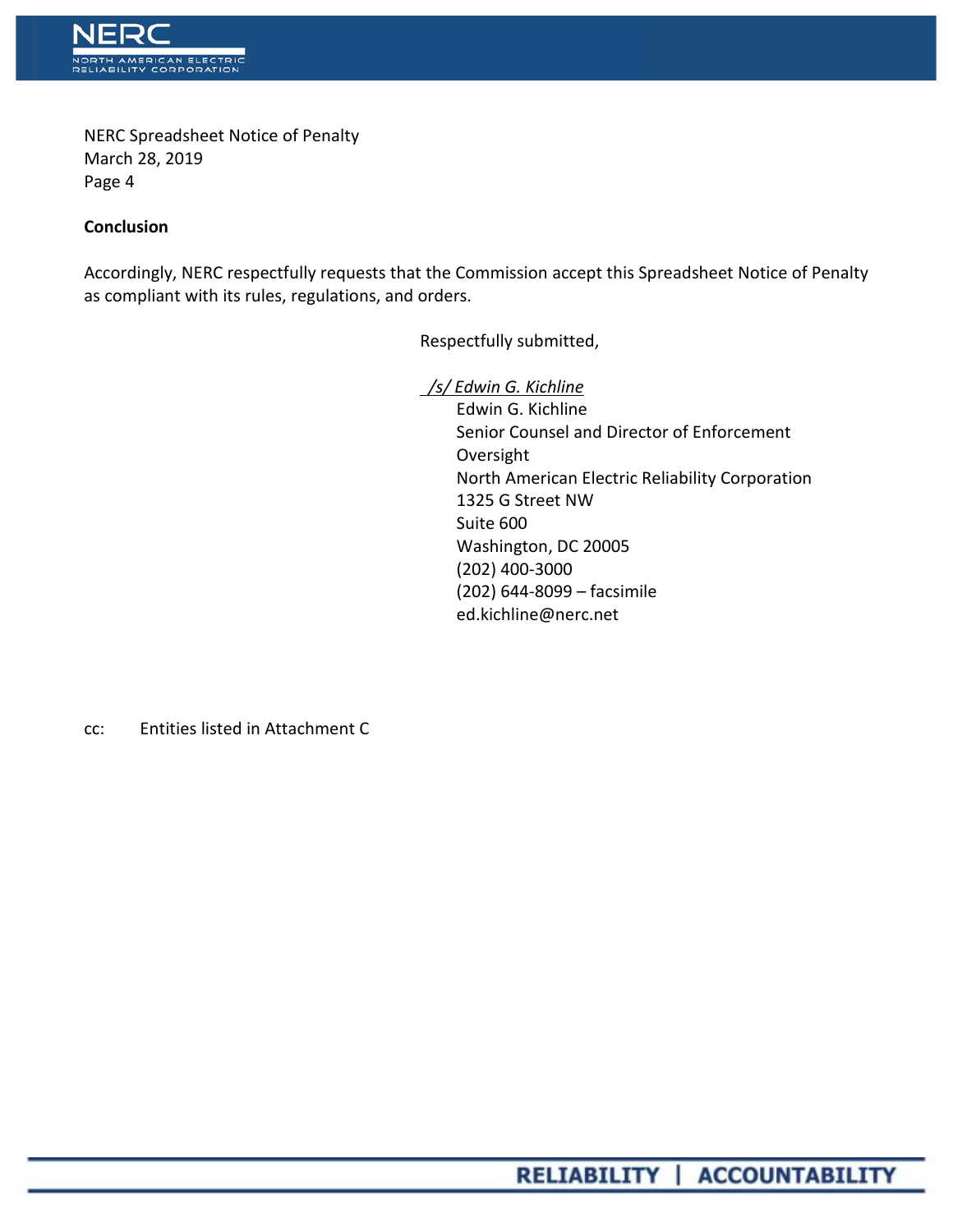NERC Spreadsheet Notice of Penalty
March 28, 2019

**Conclusion**

Accordingly, NERC respectfully requests that the Commission accept this Spreadsheet Notice of Penalty as compliant with its rules, regulations, and orders.

Respectfully submitted,

*/s/ Edwin G. Kichline*
Edwin G. Kichline
Senior Counsel and Director of Enforcement Oversight
North American Electric Reliability Corporation
1325 G Street NW
Suite 600
Washington, DC 20005
(202) 400-3000
(202) 644-8099 – facsimile
ed.kichline@nerc.net

cc: Entities listed in Attachment C